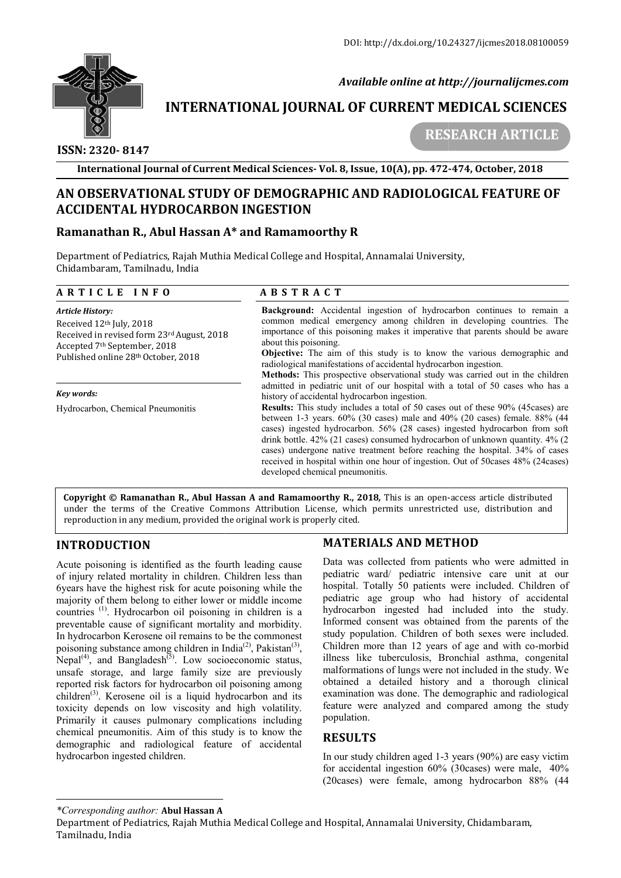DOI: http://dx.doi.org/10.24327/ijcmes2018.08100059

*Available online at http://journalijcmes.com*

**INTERNATIONAL JOURNAL OF CURRENT MEDICAL SCIENCES**

**ISSN: 2320- 8147**

**RESEARCH ARTICLE**

# AN OBSERVATIONAL STUDY OF DEMOGRAPHIC AND RADIOLOGICAL FEATURE OF ACCIDENTAL HYDROCARBON INGESTION

**Ramanathan R., Abul Hassan A\* and Ramamoorthy R**

Department of Pediatrics, Rajah Muthia Medical College and Hospital, Annamalai University, Chidambaram, Tamilnadu, India

## ARTICLE INFO

*Article History:*

Received 12th July, 2018
Received in revised form 23rd August, 2018
Accepted 7th September, 2018
Published online 28th October, 2018

*Key words:*

Hydrocarbon, Chemical Pneumonitis

## ABSTRACT

**Background:** Accidental ingestion of hydrocarbon continues to remain a common medical emergency among children in developing countries. The importance of this poisoning makes it imperative that parents should be aware about this poisoning.

**Objective:** The aim of this study is to know the various demographic and radiological manifestations of accidental hydrocarbon ingestion.

**Methods:** This prospective observational study was carried out in the children admitted in pediatric unit of our hospital with a total of 50 cases who has a history of accidental hydrocarbon ingestion.

**Results:** This study includes a total of 50 cases out of these 90% (45cases) are between 1-3 years. 60% (30 cases) male and 40% (20 cases) female. 88% (44 cases) ingested hydrocarbon. 56% (28 cases) ingested hydrocarbon from soft drink bottle. 42% (21 cases) consumed hydrocarbon of unknown quantity. 4% (2 cases) undergone native treatment before reaching the hospital. 34% of cases received in hospital within one hour of ingestion. Out of 50cases 48% (24cases) developed chemical pneumonitis.

**Copyright © Ramanathan R., Abul Hassan A and Ramamoorthy R., 2018**, This is an open-access article distributed under the terms of the Creative Commons Attribution License, which permits unrestricted use, distribution and reproduction in any medium, provided the original work is properly cited.

## INTRODUCTION

Acute poisoning is identified as the fourth leading cause of injury related mortality in children. Children less than 6years have the highest risk for acute poisoning while the majority of them belong to either lower or middle income countries [1]. Hydrocarbon oil poisoning in children is a preventable cause of significant mortality and morbidity. In hydrocarbon Kerosene oil remains to be the commonest poisoning substance among children in India[2], Pakistan[3], Nepal[4], and Bangladesh[5]. Low socioeconomic status, unsafe storage, and large family size are previously reported risk factors for hydrocarbon oil poisoning among children[3]. Kerosene oil is a liquid hydrocarbon and its toxicity depends on low viscosity and high volatility. Primarily it causes pulmonary complications including chemical pneumonitis. Aim of this study is to know the demographic and radiological feature of accidental hydrocarbon ingested children.

## MATERIALS AND METHOD

Data was collected from patients who were admitted in pediatric ward/ pediatric intensive care unit at our hospital. Totally 50 patients were included. Children of pediatric age group who had history of accidental hydrocarbon ingested had included into the study. Informed consent was obtained from the parents of the study population. Children of both sexes were included. Children more than 12 years of age and with co-morbid illness like tuberculosis, Bronchial asthma, congenital malformations of lungs were not included in the study. We obtained a detailed history and a thorough clinical examination was done. The demographic and radiological feature were analyzed and compared among the study population.

## RESULTS

In our study children aged 1-3 years (90%) are easy victim for accidental ingestion 60% (30cases) were male, 40% (20cases) were female, among hydrocarbon 88% (44

---

*\*Corresponding author:* **Abul Hassan A**

Department of Pediatrics, Rajah Muthia Medical College and Hospital, Annamalai University, Chidambaram, Tamilnadu, India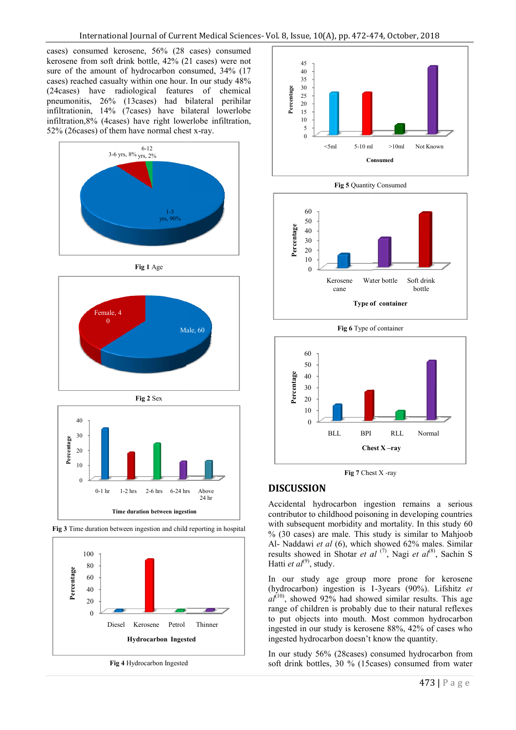cases) consumed kerosene, 56% (28 cases) consumed kerosene from soft drink bottle, 42% (21 cases) were not sure of the amount of hydrocarbon consumed, 34% (17 cases) reached casualty within one hour. In our study 48% (24cases) have radiological features of chemical pneumonitis, 26% (13cases) had bilateral perihilar infiltrationin, 14% (7cases) have bilateral lowerlobe infiltration,8% (4cases) have right lowerlobe infiltration, 52% (26cases) of them have normal chest x-ray.

**Fig 1** Age

**Fig 2** Sex

**Fig 3** Time duration between ingestion and child reporting in hospital

**Fig 4** Hydrocarbon Ingested

**Fig 5** Quantity Consumed

**Fig 6** Type of container

**Fig 7** Chest X -ray

## DISCUSSION

Accidental hydrocarbon ingestion remains a serious contributor to childhood poisoning in developing countries with subsequent morbidity and mortality. In this study 60 % (30 cases) are male. This study is similar to Mahjoob Al- Naddawi *et al* (6), which showed 62% males. Similar results showed in Shotar *et al* [7], Nagi *et al*[8], Sachin S Hatti *et al*[9], study.

In our study age group more prone for kerosene (hydrocarbon) ingestion is 1-3years (90%). Lifshitz *et al*[10], showed 92% had showed similar results. This age range of children is probably due to their natural reflexes to put objects into mouth. Most common hydrocarbon ingested in our study is kerosene 88%, 42% of cases who ingested hydrocarbon doesn't know the quantity.

In our study 56% (28cases) consumed hydrocarbon from soft drink bottles, 30 % (15cases) consumed from water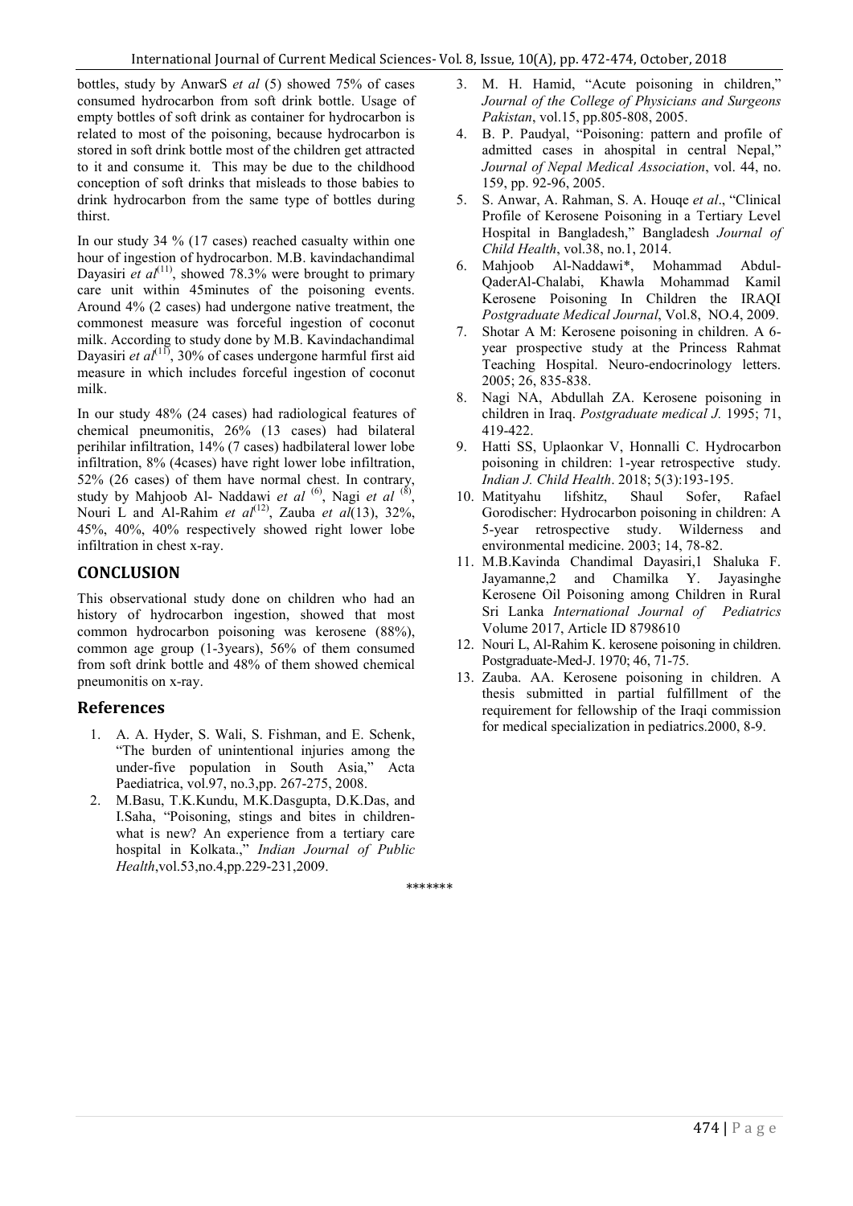bottles, study by AnwarS *et al* (5) showed 75% of cases consumed hydrocarbon from soft drink bottle. Usage of empty bottles of soft drink as container for hydrocarbon is related to most of the poisoning, because hydrocarbon is stored in soft drink bottle most of the children get attracted to it and consume it. This may be due to the childhood conception of soft drinks that misleads to those babies to drink hydrocarbon from the same type of bottles during thirst.

In our study 34 % (17 cases) reached casualty within one hour of ingestion of hydrocarbon. M.B. kavindachandimal Dayasiri *et al*[11], showed 78.3% were brought to primary care unit within 45minutes of the poisoning events. Around 4% (2 cases) had undergone native treatment, the commonest measure was forceful ingestion of coconut milk. According to study done by M.B. Kavindachandimal Dayasiri *et al*[11], 30% of cases undergone harmful first aid measure in which includes forceful ingestion of coconut milk.

In our study 48% (24 cases) had radiological features of chemical pneumonitis, 26% (13 cases) had bilateral perihilar infiltration, 14% (7 cases) hadbilateral lower lobe infiltration, 8% (4cases) have right lower lobe infiltration, 52% (26 cases) of them have normal chest. In contrary, study by Mahjoob Al- Naddawi *et al* [6], Nagi *et al* [8], Nouri L and Al-Rahim *et al*[12], Zauba *et al*(13), 32%, 45%, 40%, 40% respectively showed right lower lobe infiltration in chest x-ray.

## CONCLUSION

This observational study done on children who had an history of hydrocarbon ingestion, showed that most common hydrocarbon poisoning was kerosene (88%), common age group (1-3years), 56% of them consumed from soft drink bottle and 48% of them showed chemical pneumonitis on x-ray.

## References

1. A. A. Hyder, S. Wali, S. Fishman, and E. Schenk, "The burden of unintentional injuries among the under-five population in South Asia," Acta Paediatrica, vol.97, no.3,pp. 267-275, 2008.
2. M.Basu, T.K.Kundu, M.K.Dasgupta, D.K.Das, and I.Saha, "Poisoning, stings and bites in children-what is new? An experience from a tertiary care hospital in Kolkata.," *Indian Journal of Public Health*,vol.53,no.4,pp.229-231,2009.
3. M. H. Hamid, "Acute poisoning in children," *Journal of the College of Physicians and Surgeons Pakistan*, vol.15, pp.805-808, 2005.
4. B. P. Paudyal, "Poisoning: pattern and profile of admitted cases in ahospital in central Nepal," *Journal of Nepal Medical Association*, vol. 44, no. 159, pp. 92-96, 2005.
5. S. Anwar, A. Rahman, S. A. Houqe *et al*., "Clinical Profile of Kerosene Poisoning in a Tertiary Level Hospital in Bangladesh," Bangladesh *Journal of Child Health*, vol.38, no.1, 2014.
6. Mahjoob Al-Naddawi*, Mohammad Abdul-QaderAl-Chalabi, Khawla Mohammad Kamil Kerosene Poisoning In Children the IRAQI *Postgraduate Medical Journal*, Vol.8, NO.4, 2009.
7. Shotar A M: Kerosene poisoning in children. A 6-year prospective study at the Princess Rahmat Teaching Hospital. Neuro-endocrinology letters. 2005; 26, 835-838.
8. Nagi NA, Abdullah ZA. Kerosene poisoning in children in Iraq. *Postgraduate medical J.* 1995; 71, 419-422.
9. Hatti SS, Uplaonkar V, Honnalli C. Hydrocarbon poisoning in children: 1-year retrospective study. *Indian J. Child Health*. 2018; 5(3):193-195.
10. Matityahu lifshitz, Shaul Sofer, Rafael Gorodischer: Hydrocarbon poisoning in children: A 5-year retrospective study. Wilderness and environmental medicine. 2003; 14, 78-82.
11. M.B.Kavinda Chandimal Dayasiri,1 Shaluka F. Jayamanne,2 and Chamilka Y. Jayasinghe Kerosene Oil Poisoning among Children in Rural Sri Lanka *International Journal of Pediatrics* Volume 2017, Article ID 8798610
12. Nouri L, Al-Rahim K. kerosene poisoning in children. Postgraduate-Med-J. 1970; 46, 71-75.
13. Zauba. AA. Kerosene poisoning in children. A thesis submitted in partial fulfillment of the requirement for fellowship of the Iraqi commission for medical specialization in pediatrics.2000, 8-9.

*******